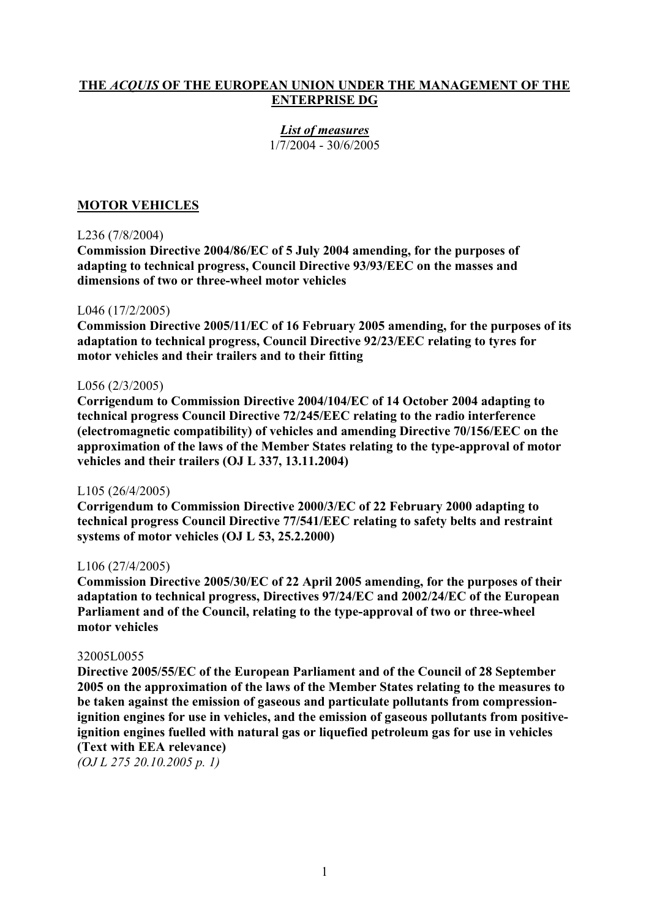# THE *ACQUIS* OF THE EUROPEAN UNION UNDER THE MANAGEMENT OF THE ENTERPRISE DG

***List of measures***

1/7/2004 - 30/6/2005

## MOTOR VEHICLES

L236 (7/8/2004)

**Commission Directive 2004/86/EC of 5 July 2004 amending, for the purposes of adapting to technical progress, Council Directive 93/93/EEC on the masses and dimensions of two or three-wheel motor vehicles**

L046 (17/2/2005)

**Commission Directive 2005/11/EC of 16 February 2005 amending, for the purposes of its adaptation to technical progress, Council Directive 92/23/EEC relating to tyres for motor vehicles and their trailers and to their fitting**

L056 (2/3/2005)

**Corrigendum to Commission Directive 2004/104/EC of 14 October 2004 adapting to technical progress Council Directive 72/245/EEC relating to the radio interference (electromagnetic compatibility) of vehicles and amending Directive 70/156/EEC on the approximation of the laws of the Member States relating to the type-approval of motor vehicles and their trailers (OJ L 337, 13.11.2004)**

L105 (26/4/2005)

**Corrigendum to Commission Directive 2000/3/EC of 22 February 2000 adapting to technical progress Council Directive 77/541/EEC relating to safety belts and restraint systems of motor vehicles (OJ L 53, 25.2.2000)**

L106 (27/4/2005)

**Commission Directive 2005/30/EC of 22 April 2005 amending, for the purposes of their adaptation to technical progress, Directives 97/24/EC and 2002/24/EC of the European Parliament and of the Council, relating to the type-approval of two or three-wheel motor vehicles**

32005L0055

**Directive 2005/55/EC of the European Parliament and of the Council of 28 September 2005 on the approximation of the laws of the Member States relating to the measures to be taken against the emission of gaseous and particulate pollutants from compression-ignition engines for use in vehicles, and the emission of gaseous pollutants from positive-ignition engines fuelled with natural gas or liquefied petroleum gas for use in vehicles (Text with EEA relevance)**

*(OJ L 275 20.10.2005 p. 1)*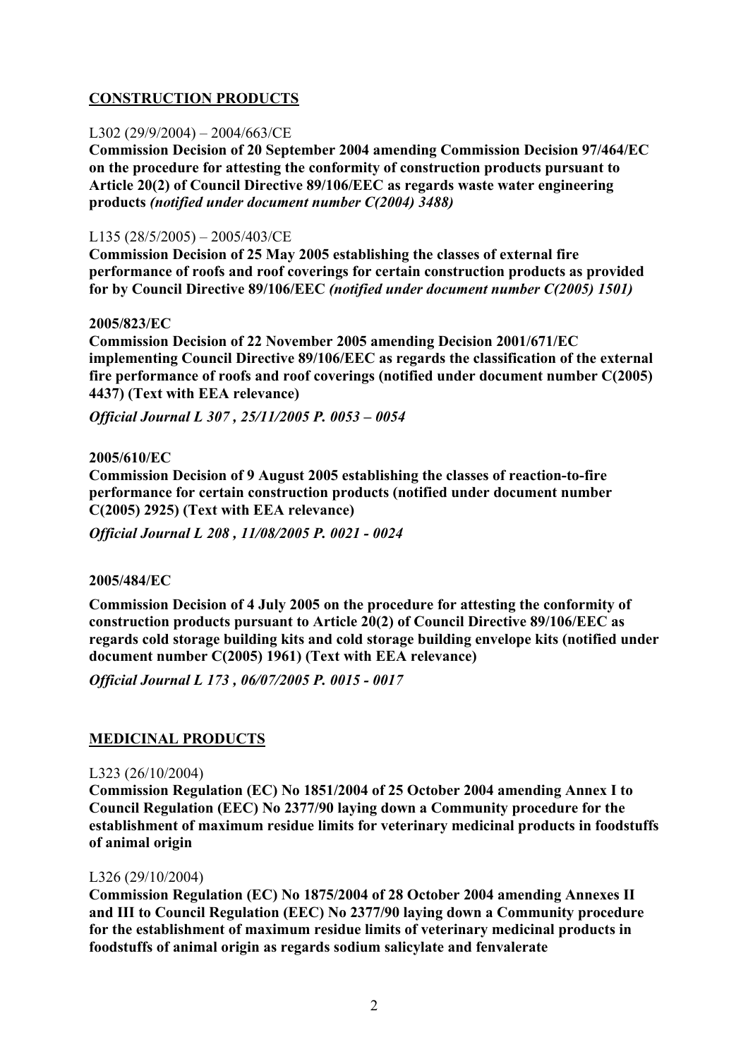## CONSTRUCTION PRODUCTS

L302 (29/9/2004) – 2004/663/CE

**Commission Decision of 20 September 2004 amending Commission Decision 97/464/EC on the procedure for attesting the conformity of construction products pursuant to Article 20(2) of Council Directive 89/106/EEC as regards waste water engineering products** ***(notified under document number C(2004) 3488)***

L135 (28/5/2005) – 2005/403/CE

**Commission Decision of 25 May 2005 establishing the classes of external fire performance of roofs and roof coverings for certain construction products as provided for by Council Directive 89/106/EEC** ***(notified under document number C(2005) 1501)***

**2005/823/EC**

**Commission Decision of 22 November 2005 amending Decision 2001/671/EC implementing Council Directive 89/106/EEC as regards the classification of the external fire performance of roofs and roof coverings (notified under document number C(2005) 4437) (Text with EEA relevance)**

***Official Journal L 307 , 25/11/2005 P. 0053 – 0054***

**2005/610/EC**

**Commission Decision of 9 August 2005 establishing the classes of reaction-to-fire performance for certain construction products (notified under document number C(2005) 2925) (Text with EEA relevance)**

***Official Journal L 208 , 11/08/2005 P. 0021 - 0024***

**2005/484/EC**

**Commission Decision of 4 July 2005 on the procedure for attesting the conformity of construction products pursuant to Article 20(2) of Council Directive 89/106/EEC as regards cold storage building kits and cold storage building envelope kits (notified under document number C(2005) 1961) (Text with EEA relevance)**

***Official Journal L 173 , 06/07/2005 P. 0015 - 0017***

## MEDICINAL PRODUCTS

L323 (26/10/2004)

**Commission Regulation (EC) No 1851/2004 of 25 October 2004 amending Annex I to Council Regulation (EEC) No 2377/90 laying down a Community procedure for the establishment of maximum residue limits for veterinary medicinal products in foodstuffs of animal origin**

L326 (29/10/2004)

**Commission Regulation (EC) No 1875/2004 of 28 October 2004 amending Annexes II and III to Council Regulation (EEC) No 2377/90 laying down a Community procedure for the establishment of maximum residue limits of veterinary medicinal products in foodstuffs of animal origin as regards sodium salicylate and fenvalerate**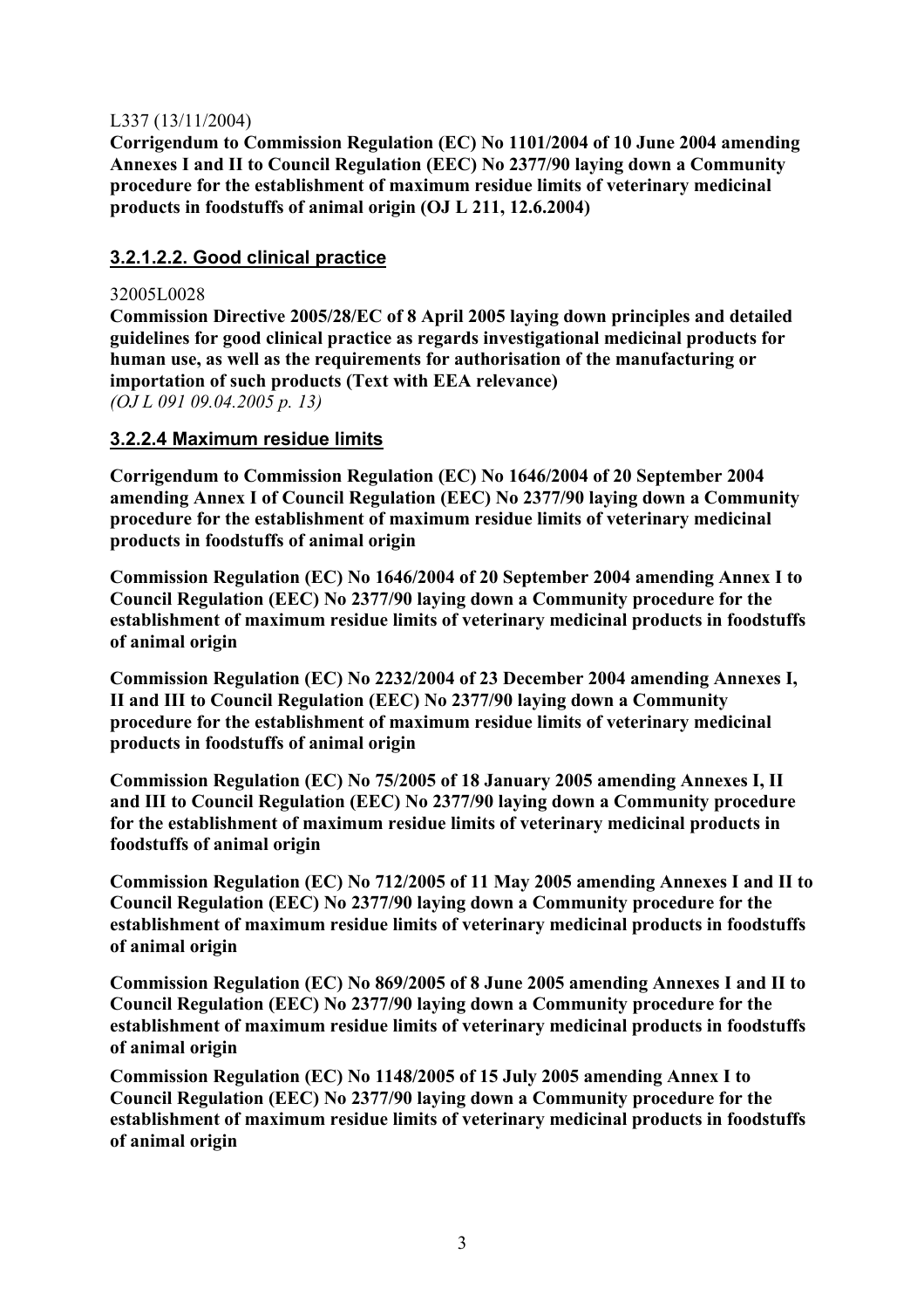L337 (13/11/2004)

**Corrigendum to Commission Regulation (EC) No 1101/2004 of 10 June 2004 amending Annexes I and II to Council Regulation (EEC) No 2377/90 laying down a Community procedure for the establishment of maximum residue limits of veterinary medicinal products in foodstuffs of animal origin (OJ L 211, 12.6.2004)**

### 3.2.1.2.2. Good clinical practice

32005L0028

**Commission Directive 2005/28/EC of 8 April 2005 laying down principles and detailed guidelines for good clinical practice as regards investigational medicinal products for human use, as well as the requirements for authorisation of the manufacturing or importation of such products (Text with EEA relevance)**
*(OJ L 091 09.04.2005 p. 13)*

### 3.2.2.4 Maximum residue limits

**Corrigendum to Commission Regulation (EC) No 1646/2004 of 20 September 2004 amending Annex I of Council Regulation (EEC) No 2377/90 laying down a Community procedure for the establishment of maximum residue limits of veterinary medicinal products in foodstuffs of animal origin**

**Commission Regulation (EC) No 1646/2004 of 20 September 2004 amending Annex I to Council Regulation (EEC) No 2377/90 laying down a Community procedure for the establishment of maximum residue limits of veterinary medicinal products in foodstuffs of animal origin**

**Commission Regulation (EC) No 2232/2004 of 23 December 2004 amending Annexes I, II and III to Council Regulation (EEC) No 2377/90 laying down a Community procedure for the establishment of maximum residue limits of veterinary medicinal products in foodstuffs of animal origin**

**Commission Regulation (EC) No 75/2005 of 18 January 2005 amending Annexes I, II and III to Council Regulation (EEC) No 2377/90 laying down a Community procedure for the establishment of maximum residue limits of veterinary medicinal products in foodstuffs of animal origin**

**Commission Regulation (EC) No 712/2005 of 11 May 2005 amending Annexes I and II to Council Regulation (EEC) No 2377/90 laying down a Community procedure for the establishment of maximum residue limits of veterinary medicinal products in foodstuffs of animal origin**

**Commission Regulation (EC) No 869/2005 of 8 June 2005 amending Annexes I and II to Council Regulation (EEC) No 2377/90 laying down a Community procedure for the establishment of maximum residue limits of veterinary medicinal products in foodstuffs of animal origin**

**Commission Regulation (EC) No 1148/2005 of 15 July 2005 amending Annex I to Council Regulation (EEC) No 2377/90 laying down a Community procedure for the establishment of maximum residue limits of veterinary medicinal products in foodstuffs of animal origin**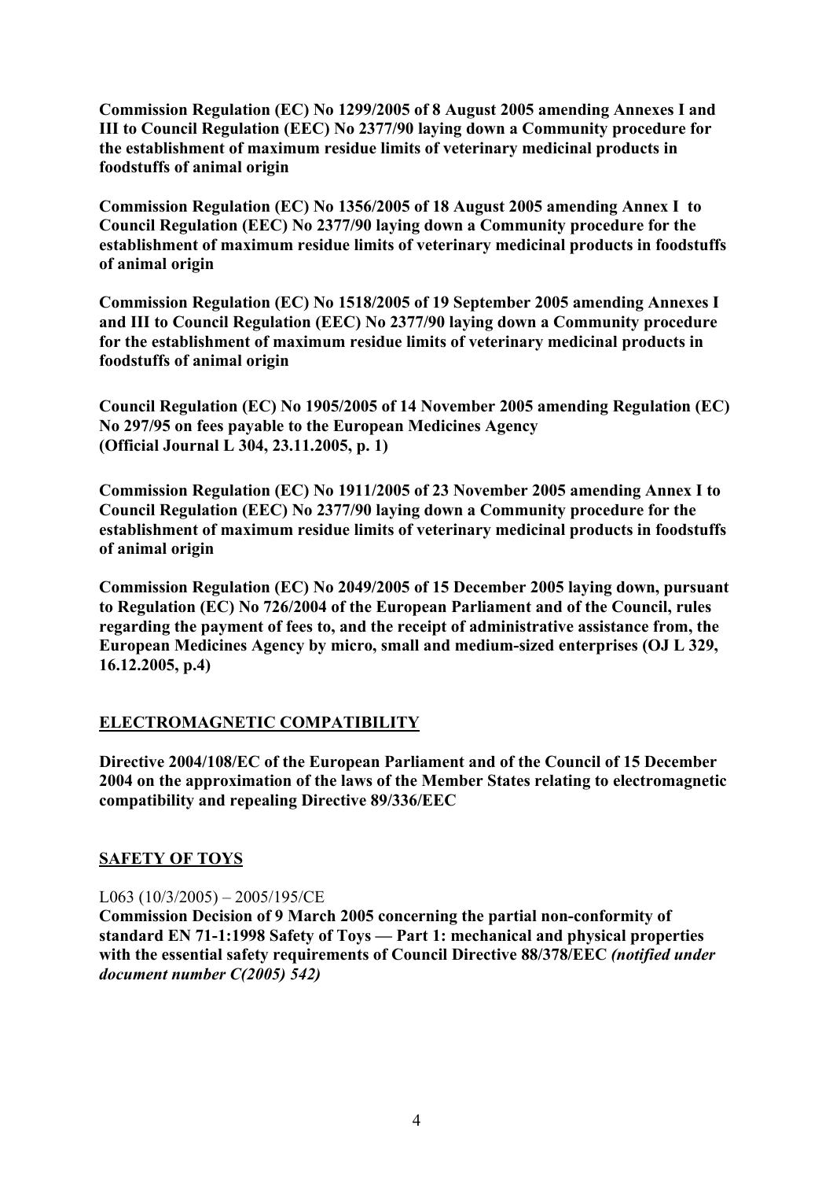**Commission Regulation (EC) No 1299/2005 of 8 August 2005 amending Annexes I and III to Council Regulation (EEC) No 2377/90 laying down a Community procedure for the establishment of maximum residue limits of veterinary medicinal products in foodstuffs of animal origin**

**Commission Regulation (EC) No 1356/2005 of 18 August 2005 amending Annex I to Council Regulation (EEC) No 2377/90 laying down a Community procedure for the establishment of maximum residue limits of veterinary medicinal products in foodstuffs of animal origin**

**Commission Regulation (EC) No 1518/2005 of 19 September 2005 amending Annexes I and III to Council Regulation (EEC) No 2377/90 laying down a Community procedure for the establishment of maximum residue limits of veterinary medicinal products in foodstuffs of animal origin**

**Council Regulation (EC) No 1905/2005 of 14 November 2005 amending Regulation (EC) No 297/95 on fees payable to the European Medicines Agency (Official Journal L 304, 23.11.2005, p. 1)**

**Commission Regulation (EC) No 1911/2005 of 23 November 2005 amending Annex I to Council Regulation (EEC) No 2377/90 laying down a Community procedure for the establishment of maximum residue limits of veterinary medicinal products in foodstuffs of animal origin**

**Commission Regulation (EC) No 2049/2005 of 15 December 2005 laying down, pursuant to Regulation (EC) No 726/2004 of the European Parliament and of the Council, rules regarding the payment of fees to, and the receipt of administrative assistance from, the European Medicines Agency by micro, small and medium-sized enterprises (OJ L 329, 16.12.2005, p.4)**

## ELECTROMAGNETIC COMPATIBILITY

**Directive 2004/108/EC of the European Parliament and of the Council of 15 December 2004 on the approximation of the laws of the Member States relating to electromagnetic compatibility and repealing Directive 89/336/EEC**

## SAFETY OF TOYS

L063 (10/3/2005) – 2005/195/CE

**Commission Decision of 9 March 2005 concerning the partial non-conformity of standard EN 71-1:1998 Safety of Toys — Part 1: mechanical and physical properties with the essential safety requirements of Council Directive 88/378/EEC** ***(notified under document number C(2005) 542)***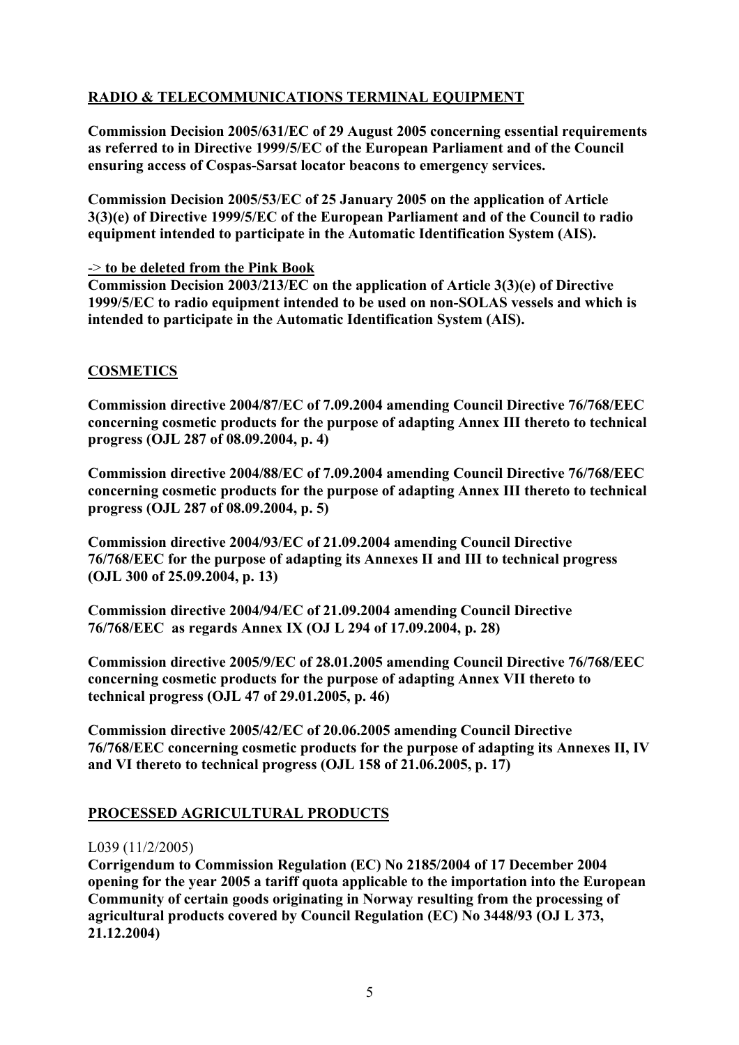## RADIO & TELECOMMUNICATIONS TERMINAL EQUIPMENT

**Commission Decision 2005/631/EC of 29 August 2005 concerning essential requirements as referred to in Directive 1999/5/EC of the European Parliament and of the Council ensuring access of Cospas-Sarsat locator beacons to emergency services.**

**Commission Decision 2005/53/EC of 25 January 2005 on the application of Article 3(3)(e) of Directive 1999/5/EC of the European Parliament and of the Council to radio equipment intended to participate in the Automatic Identification System (AIS).**

-> **to be deleted from the Pink Book**
**Commission Decision 2003/213/EC on the application of Article 3(3)(e) of Directive 1999/5/EC to radio equipment intended to be used on non-SOLAS vessels and which is intended to participate in the Automatic Identification System (AIS).**

## COSMETICS

**Commission directive 2004/87/EC of 7.09.2004 amending Council Directive 76/768/EEC concerning cosmetic products for the purpose of adapting Annex III thereto to technical progress (OJL 287 of 08.09.2004, p. 4)**

**Commission directive 2004/88/EC of 7.09.2004 amending Council Directive 76/768/EEC concerning cosmetic products for the purpose of adapting Annex III thereto to technical progress (OJL 287 of 08.09.2004, p. 5)**

**Commission directive 2004/93/EC of 21.09.2004 amending Council Directive 76/768/EEC for the purpose of adapting its Annexes II and III to technical progress (OJL 300 of 25.09.2004, p. 13)**

**Commission directive 2004/94/EC of 21.09.2004 amending Council Directive 76/768/EEC as regards Annex IX (OJ L 294 of 17.09.2004, p. 28)**

**Commission directive 2005/9/EC of 28.01.2005 amending Council Directive 76/768/EEC concerning cosmetic products for the purpose of adapting Annex VII thereto to technical progress (OJL 47 of 29.01.2005, p. 46)**

**Commission directive 2005/42/EC of 20.06.2005 amending Council Directive 76/768/EEC concerning cosmetic products for the purpose of adapting its Annexes II, IV and VI thereto to technical progress (OJL 158 of 21.06.2005, p. 17)**

## PROCESSED AGRICULTURAL PRODUCTS

L039 (11/2/2005)
**Corrigendum to Commission Regulation (EC) No 2185/2004 of 17 December 2004 opening for the year 2005 a tariff quota applicable to the importation into the European Community of certain goods originating in Norway resulting from the processing of agricultural products covered by Council Regulation (EC) No 3448/93 (OJ L 373, 21.12.2004)**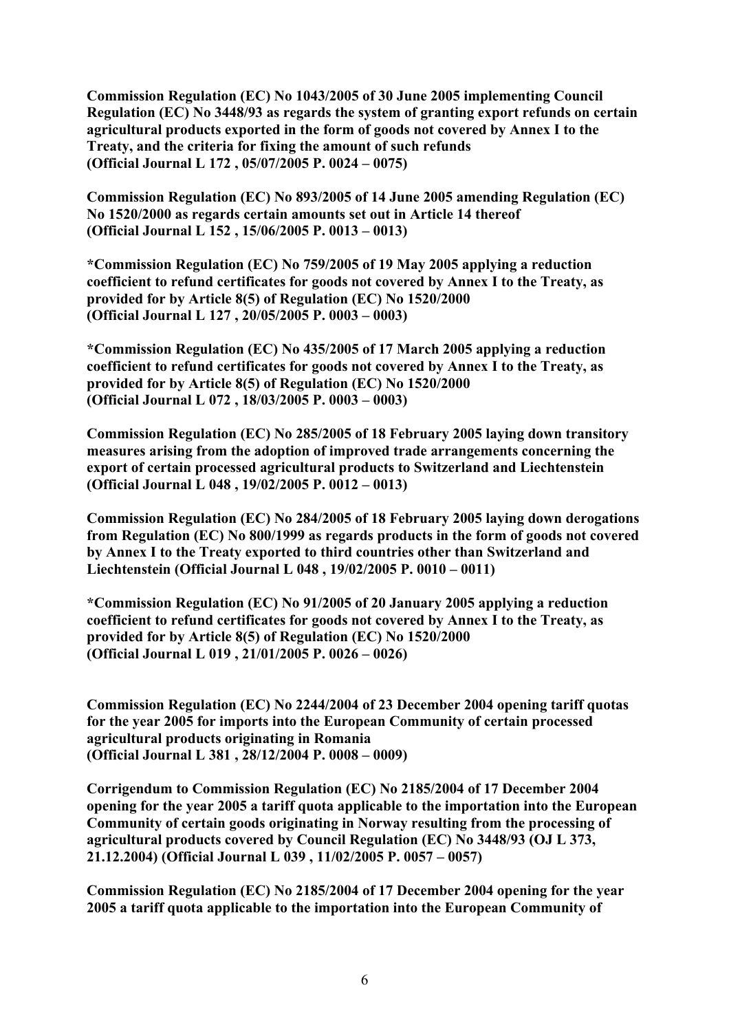**Commission Regulation (EC) No 1043/2005 of 30 June 2005 implementing Council Regulation (EC) No 3448/93 as regards the system of granting export refunds on certain agricultural products exported in the form of goods not covered by Annex I to the Treaty, and the criteria for fixing the amount of such refunds (Official Journal L 172 , 05/07/2005 P. 0024 – 0075)**

**Commission Regulation (EC) No 893/2005 of 14 June 2005 amending Regulation (EC) No 1520/2000 as regards certain amounts set out in Article 14 thereof (Official Journal L 152 , 15/06/2005 P. 0013 – 0013)**

**\*Commission Regulation (EC) No 759/2005 of 19 May 2005 applying a reduction coefficient to refund certificates for goods not covered by Annex I to the Treaty, as provided for by Article 8(5) of Regulation (EC) No 1520/2000 (Official Journal L 127 , 20/05/2005 P. 0003 – 0003)**

**\*Commission Regulation (EC) No 435/2005 of 17 March 2005 applying a reduction coefficient to refund certificates for goods not covered by Annex I to the Treaty, as provided for by Article 8(5) of Regulation (EC) No 1520/2000 (Official Journal L 072 , 18/03/2005 P. 0003 – 0003)**

**Commission Regulation (EC) No 285/2005 of 18 February 2005 laying down transitory measures arising from the adoption of improved trade arrangements concerning the export of certain processed agricultural products to Switzerland and Liechtenstein (Official Journal L 048 , 19/02/2005 P. 0012 – 0013)**

**Commission Regulation (EC) No 284/2005 of 18 February 2005 laying down derogations from Regulation (EC) No 800/1999 as regards products in the form of goods not covered by Annex I to the Treaty exported to third countries other than Switzerland and Liechtenstein (Official Journal L 048 , 19/02/2005 P. 0010 – 0011)**

**\*Commission Regulation (EC) No 91/2005 of 20 January 2005 applying a reduction coefficient to refund certificates for goods not covered by Annex I to the Treaty, as provided for by Article 8(5) of Regulation (EC) No 1520/2000 (Official Journal L 019 , 21/01/2005 P. 0026 – 0026)**

**Commission Regulation (EC) No 2244/2004 of 23 December 2004 opening tariff quotas for the year 2005 for imports into the European Community of certain processed agricultural products originating in Romania (Official Journal L 381 , 28/12/2004 P. 0008 – 0009)**

**Corrigendum to Commission Regulation (EC) No 2185/2004 of 17 December 2004 opening for the year 2005 a tariff quota applicable to the importation into the European Community of certain goods originating in Norway resulting from the processing of agricultural products covered by Council Regulation (EC) No 3448/93 (OJ L 373, 21.12.2004) (Official Journal L 039 , 11/02/2005 P. 0057 – 0057)**

**Commission Regulation (EC) No 2185/2004 of 17 December 2004 opening for the year 2005 a tariff quota applicable to the importation into the European Community of**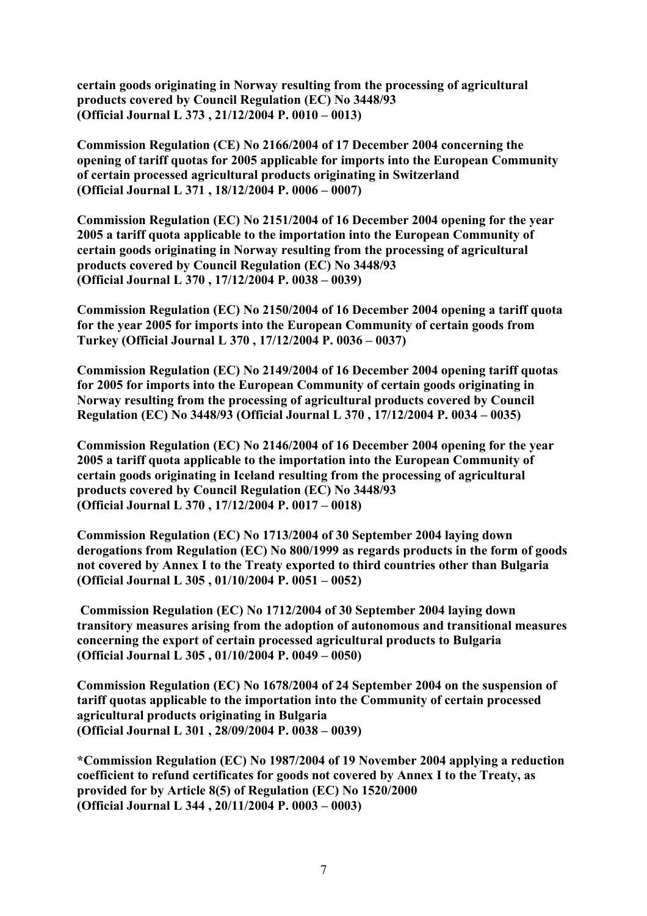**certain goods originating in Norway resulting from the processing of agricultural products covered by Council Regulation (EC) No 3448/93 (Official Journal L 373 , 21/12/2004 P. 0010 – 0013)**

**Commission Regulation (CE) No 2166/2004 of 17 December 2004 concerning the opening of tariff quotas for 2005 applicable for imports into the European Community of certain processed agricultural products originating in Switzerland (Official Journal L 371 , 18/12/2004 P. 0006 – 0007)**

**Commission Regulation (EC) No 2151/2004 of 16 December 2004 opening for the year 2005 a tariff quota applicable to the importation into the European Community of certain goods originating in Norway resulting from the processing of agricultural products covered by Council Regulation (EC) No 3448/93 (Official Journal L 370 , 17/12/2004 P. 0038 – 0039)**

**Commission Regulation (EC) No 2150/2004 of 16 December 2004 opening a tariff quota for the year 2005 for imports into the European Community of certain goods from Turkey (Official Journal L 370 , 17/12/2004 P. 0036 – 0037)**

**Commission Regulation (EC) No 2149/2004 of 16 December 2004 opening tariff quotas for 2005 for imports into the European Community of certain goods originating in Norway resulting from the processing of agricultural products covered by Council Regulation (EC) No 3448/93 (Official Journal L 370 , 17/12/2004 P. 0034 – 0035)**

**Commission Regulation (EC) No 2146/2004 of 16 December 2004 opening for the year 2005 a tariff quota applicable to the importation into the European Community of certain goods originating in Iceland resulting from the processing of agricultural products covered by Council Regulation (EC) No 3448/93 (Official Journal L 370 , 17/12/2004 P. 0017 – 0018)**

**Commission Regulation (EC) No 1713/2004 of 30 September 2004 laying down derogations from Regulation (EC) No 800/1999 as regards products in the form of goods not covered by Annex I to the Treaty exported to third countries other than Bulgaria (Official Journal L 305 , 01/10/2004 P. 0051 – 0052)**

**Commission Regulation (EC) No 1712/2004 of 30 September 2004 laying down transitory measures arising from the adoption of autonomous and transitional measures concerning the export of certain processed agricultural products to Bulgaria (Official Journal L 305 , 01/10/2004 P. 0049 – 0050)**

**Commission Regulation (EC) No 1678/2004 of 24 September 2004 on the suspension of tariff quotas applicable to the importation into the Community of certain processed agricultural products originating in Bulgaria (Official Journal L 301 , 28/09/2004 P. 0038 – 0039)**

**\*Commission Regulation (EC) No 1987/2004 of 19 November 2004 applying a reduction coefficient to refund certificates for goods not covered by Annex I to the Treaty, as provided for by Article 8(5) of Regulation (EC) No 1520/2000 (Official Journal L 344 , 20/11/2004 P. 0003 – 0003)**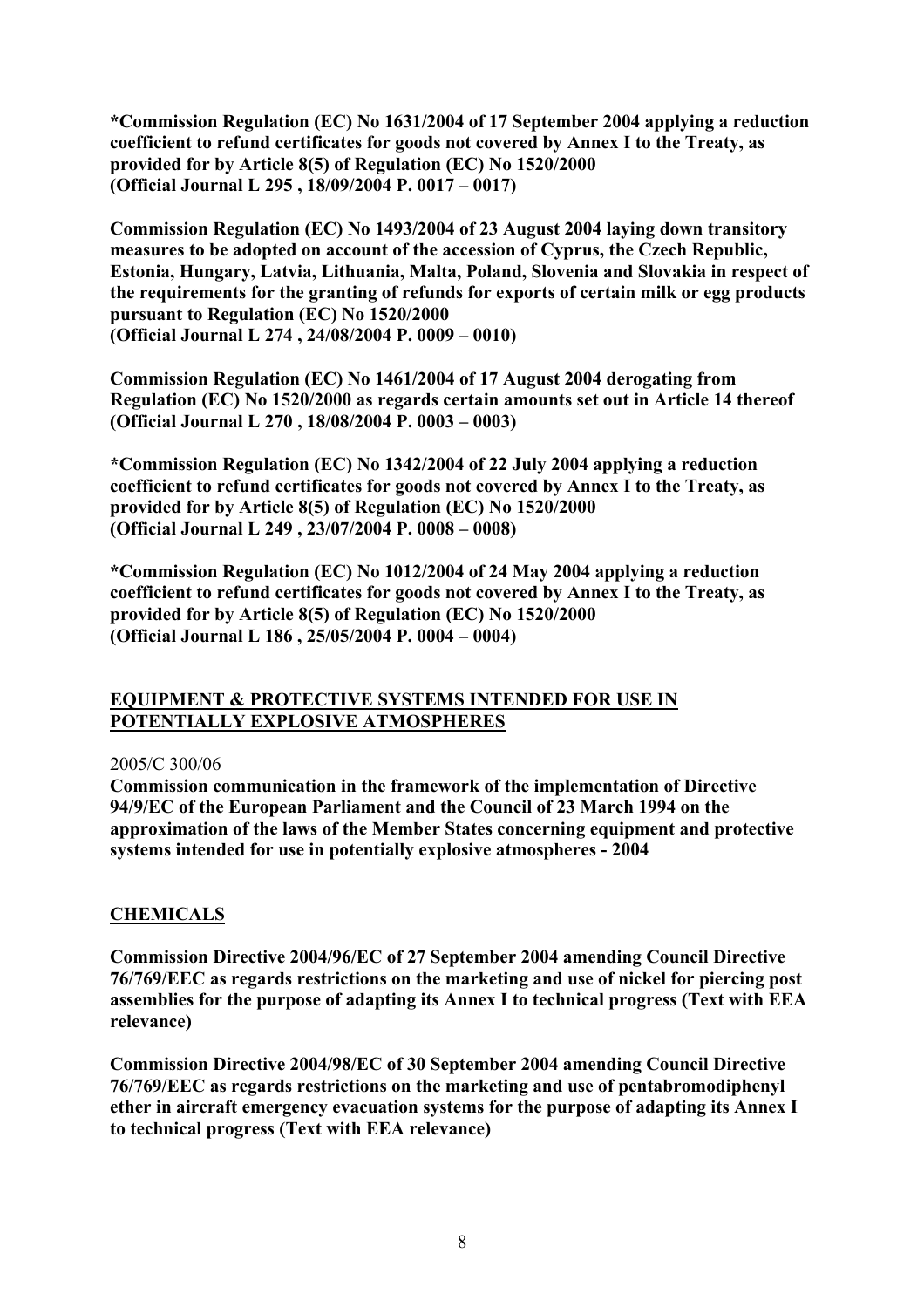**\*Commission Regulation (EC) No 1631/2004 of 17 September 2004 applying a reduction coefficient to refund certificates for goods not covered by Annex I to the Treaty, as provided for by Article 8(5) of Regulation (EC) No 1520/2000**
**(Official Journal L 295 , 18/09/2004 P. 0017 – 0017)**

**Commission Regulation (EC) No 1493/2004 of 23 August 2004 laying down transitory measures to be adopted on account of the accession of Cyprus, the Czech Republic, Estonia, Hungary, Latvia, Lithuania, Malta, Poland, Slovenia and Slovakia in respect of the requirements for the granting of refunds for exports of certain milk or egg products pursuant to Regulation (EC) No 1520/2000**
**(Official Journal L 274 , 24/08/2004 P. 0009 – 0010)**

**Commission Regulation (EC) No 1461/2004 of 17 August 2004 derogating from Regulation (EC) No 1520/2000 as regards certain amounts set out in Article 14 thereof**
**(Official Journal L 270 , 18/08/2004 P. 0003 – 0003)**

**\*Commission Regulation (EC) No 1342/2004 of 22 July 2004 applying a reduction coefficient to refund certificates for goods not covered by Annex I to the Treaty, as provided for by Article 8(5) of Regulation (EC) No 1520/2000**
**(Official Journal L 249 , 23/07/2004 P. 0008 – 0008)**

**\*Commission Regulation (EC) No 1012/2004 of 24 May 2004 applying a reduction coefficient to refund certificates for goods not covered by Annex I to the Treaty, as provided for by Article 8(5) of Regulation (EC) No 1520/2000**
**(Official Journal L 186 , 25/05/2004 P. 0004 – 0004)**

## EQUIPMENT & PROTECTIVE SYSTEMS INTENDED FOR USE IN POTENTIALLY EXPLOSIVE ATMOSPHERES

2005/C 300/06
**Commission communication in the framework of the implementation of Directive 94/9/EC of the European Parliament and the Council of 23 March 1994 on the approximation of the laws of the Member States concerning equipment and protective systems intended for use in potentially explosive atmospheres - 2004**

## CHEMICALS

**Commission Directive 2004/96/EC of 27 September 2004 amending Council Directive 76/769/EEC as regards restrictions on the marketing and use of nickel for piercing post assemblies for the purpose of adapting its Annex I to technical progress (Text with EEA relevance)**

**Commission Directive 2004/98/EC of 30 September 2004 amending Council Directive 76/769/EEC as regards restrictions on the marketing and use of pentabromodiphenyl ether in aircraft emergency evacuation systems for the purpose of adapting its Annex I to technical progress (Text with EEA relevance)**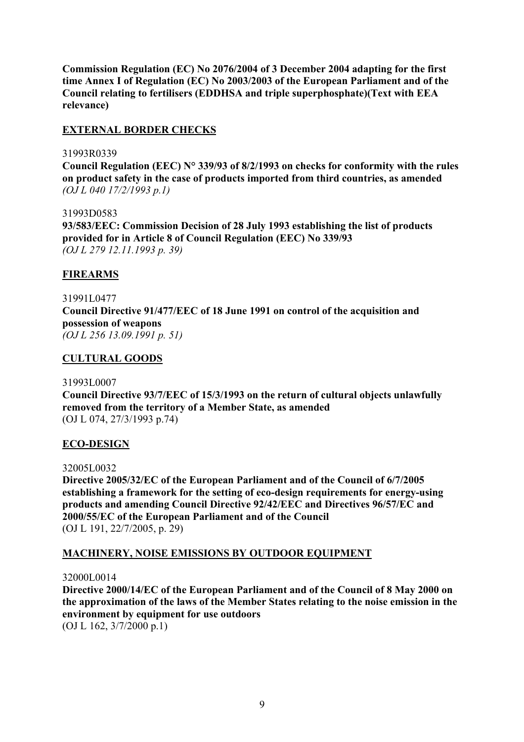**Commission Regulation (EC) No 2076/2004 of 3 December 2004 adapting for the first time Annex I of Regulation (EC) No 2003/2003 of the European Parliament and of the Council relating to fertilisers (EDDHSA and triple superphosphate)(Text with EEA relevance)**

## EXTERNAL BORDER CHECKS

31993R0339

**Council Regulation (EEC) N° 339/93 of 8/2/1993 on checks for conformity with the rules on product safety in the case of products imported from third countries, as amended**
*(OJ L 040 17/2/1993 p.1)*

31993D0583

**93/583/EEC: Commission Decision of 28 July 1993 establishing the list of products provided for in Article 8 of Council Regulation (EEC) No 339/93**
*(OJ L 279 12.11.1993 p. 39)*

## FIREARMS

31991L0477

**Council Directive 91/477/EEC of 18 June 1991 on control of the acquisition and possession of weapons**
*(OJ L 256 13.09.1991 p. 51)*

## CULTURAL GOODS

31993L0007

**Council Directive 93/7/EEC of 15/3/1993 on the return of cultural objects unlawfully removed from the territory of a Member State, as amended**
(OJ L 074, 27/3/1993 p.74)

## ECO-DESIGN

32005L0032

**Directive 2005/32/EC of the European Parliament and of the Council of 6/7/2005 establishing a framework for the setting of eco-design requirements for energy-using products and amending Council Directive 92/42/EEC and Directives 96/57/EC and 2000/55/EC of the European Parliament and of the Council**
(OJ L 191, 22/7/2005, p. 29)

## MACHINERY, NOISE EMISSIONS BY OUTDOOR EQUIPMENT

32000L0014

**Directive 2000/14/EC of the European Parliament and of the Council of 8 May 2000 on the approximation of the laws of the Member States relating to the noise emission in the environment by equipment for use outdoors**
(OJ L 162, 3/7/2000 p.1)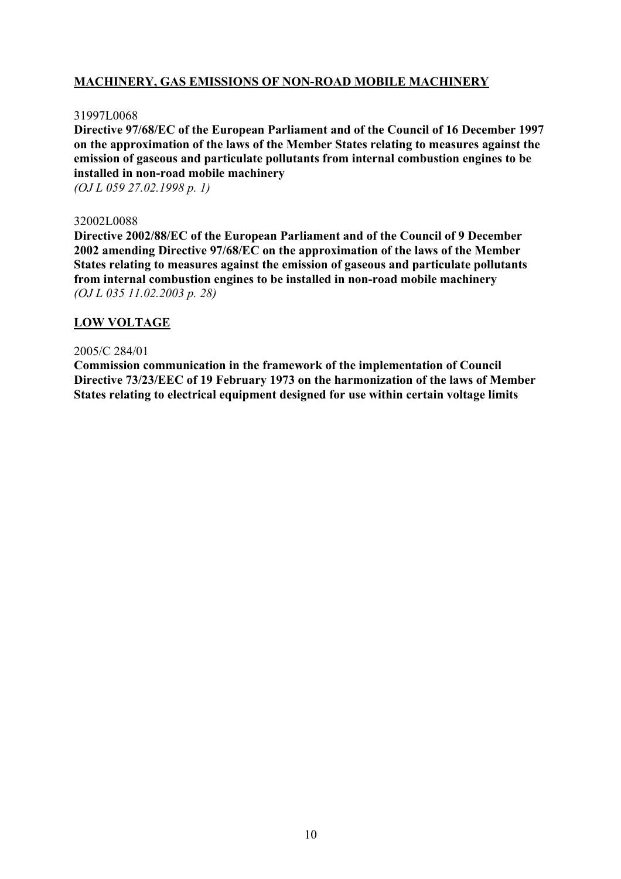## MACHINERY, GAS EMISSIONS OF NON-ROAD MOBILE MACHINERY

31997L0068

**Directive 97/68/EC of the European Parliament and of the Council of 16 December 1997 on the approximation of the laws of the Member States relating to measures against the emission of gaseous and particulate pollutants from internal combustion engines to be installed in non-road mobile machinery**
*(OJ L 059 27.02.1998 p. 1)*

32002L0088

**Directive 2002/88/EC of the European Parliament and of the Council of 9 December 2002 amending Directive 97/68/EC on the approximation of the laws of the Member States relating to measures against the emission of gaseous and particulate pollutants from internal combustion engines to be installed in non-road mobile machinery**
*(OJ L 035 11.02.2003 p. 28)*

## LOW VOLTAGE

2005/C 284/01

**Commission communication in the framework of the implementation of Council Directive 73/23/EEC of 19 February 1973 on the harmonization of the laws of Member States relating to electrical equipment designed for use within certain voltage limits**